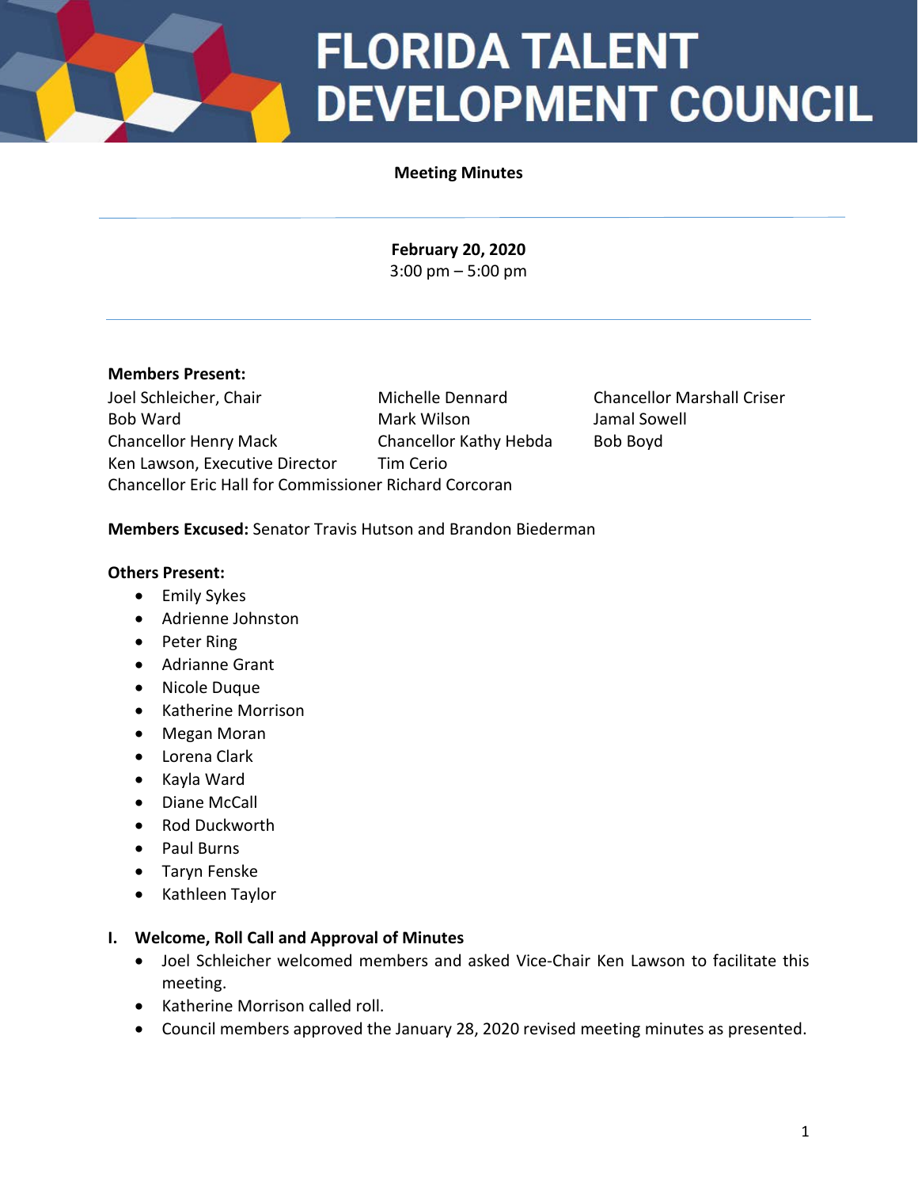# FLORIDA TALENT DEVELOPMENT COUNCIL

**Meeting Minutes**

---

**February 20, 2020**
3:00 pm – 5:00 pm

---

**Members Present:**

Joel Schleicher, Chair
Bob Ward
Chancellor Henry Mack
Ken Lawson, Executive Director
Michelle Dennard
Mark Wilson
Chancellor Kathy Hebda
Tim Cerio
Chancellor Marshall Criser
Jamal Sowell
Bob Boyd
Chancellor Eric Hall for Commissioner Richard Corcoran

**Members Excused:** Senator Travis Hutson and Brandon Biederman

**Others Present:**

- Emily Sykes
- Adrienne Johnston
- Peter Ring
- Adrianne Grant
- Nicole Duque
- Katherine Morrison
- Megan Moran
- Lorena Clark
- Kayla Ward
- Diane McCall
- Rod Duckworth
- Paul Burns
- Taryn Fenske
- Kathleen Taylor

**I. Welcome, Roll Call and Approval of Minutes**

- Joel Schleicher welcomed members and asked Vice-Chair Ken Lawson to facilitate this meeting.
- Katherine Morrison called roll.
- Council members approved the January 28, 2020 revised meeting minutes as presented.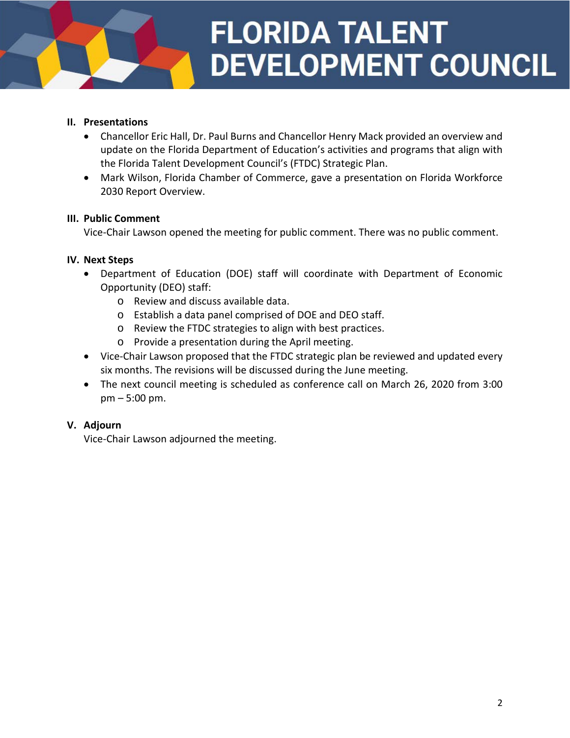## II. Presentations

- Chancellor Eric Hall, Dr. Paul Burns and Chancellor Henry Mack provided an overview and update on the Florida Department of Education's activities and programs that align with the Florida Talent Development Council's (FTDC) Strategic Plan.
- Mark Wilson, Florida Chamber of Commerce, gave a presentation on Florida Workforce 2030 Report Overview.

## III. Public Comment

Vice-Chair Lawson opened the meeting for public comment. There was no public comment.

## IV. Next Steps

- Department of Education (DOE) staff will coordinate with Department of Economic Opportunity (DEO) staff:
  - Review and discuss available data.
  - Establish a data panel comprised of DOE and DEO staff.
  - Review the FTDC strategies to align with best practices.
  - Provide a presentation during the April meeting.
- Vice-Chair Lawson proposed that the FTDC strategic plan be reviewed and updated every six months. The revisions will be discussed during the June meeting.
- The next council meeting is scheduled as conference call on March 26, 2020 from 3:00 pm – 5:00 pm.

## V. Adjourn

Vice-Chair Lawson adjourned the meeting.